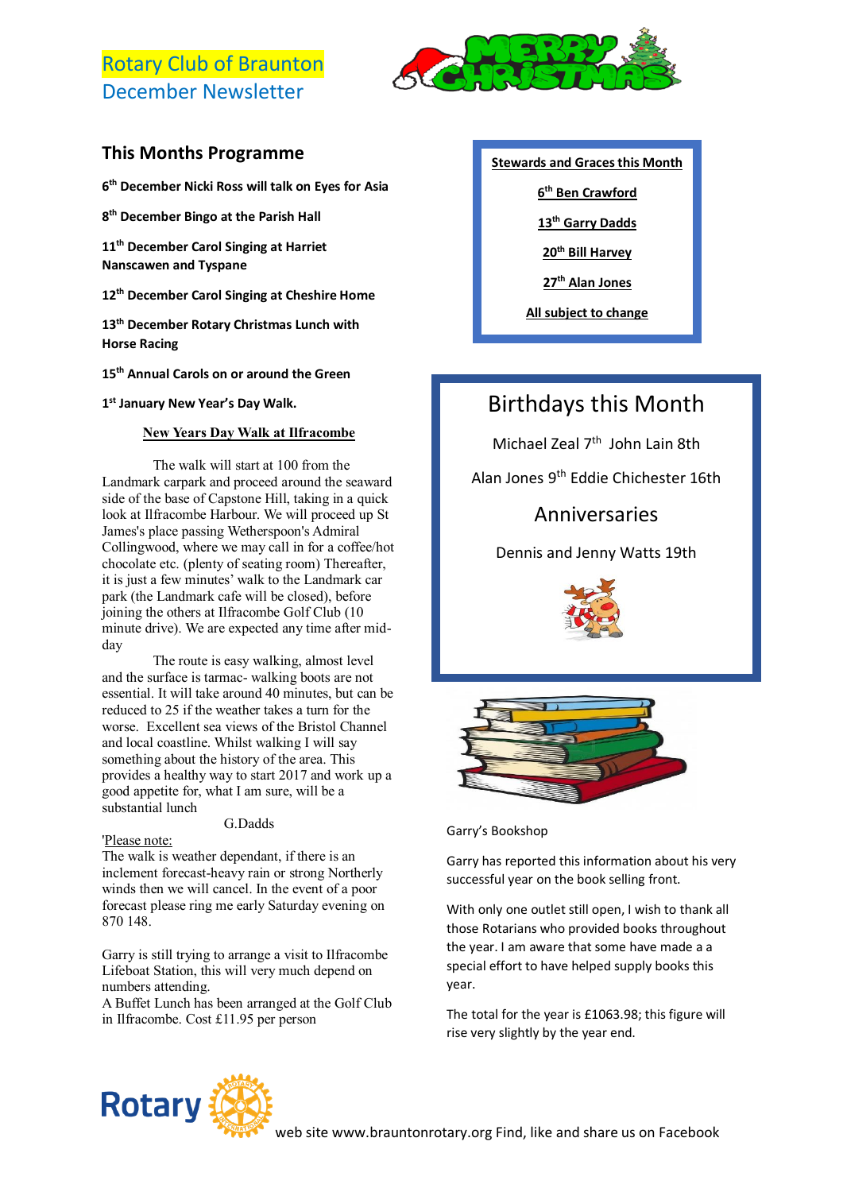# Rotary Club of Braunton

December Newsletter

MERRY CHRISTMAS

## This Months Programme

**6th December Nicki Ross will talk on Eyes for Asia**

**8th December Bingo at the Parish Hall**

**11th December Carol Singing at Harriet Nanscawen and Tyspane**

**12th December Carol Singing at Cheshire Home**

**13th December Rotary Christmas Lunch with Horse Racing**

**15th Annual Carols on or around the Green**

**1st January New Year's Day Walk.**

### New Years Day Walk at Ilfracombe

The walk will start at 100 from the Landmark carpark and proceed around the seaward side of the base of Capstone Hill, taking in a quick look at Ilfracombe Harbour. We will proceed up St James's place passing Wetherspoon's Admiral Collingwood, where we may call in for a coffee/hot chocolate etc. (plenty of seating room) Thereafter, it is just a few minutes' walk to the Landmark car park (the Landmark cafe will be closed), before joining the others at Ilfracombe Golf Club (10 minute drive). We are expected any time after mid-day

The route is easy walking, almost level and the surface is tarmac- walking boots are not essential. It will take around 40 minutes, but can be reduced to 25 if the weather takes a turn for the worse. Excellent sea views of the Bristol Channel and local coastline. Whilst walking I will say something about the history of the area. This provides a healthy way to start 2017 and work up a good appetite for, what I am sure, will be a substantial lunch

G.Dadds

'Please note:

The walk is weather dependant, if there is an inclement forecast-heavy rain or strong Northerly winds then we will cancel. In the event of a poor forecast please ring me early Saturday evening on 870 148.

Garry is still trying to arrange a visit to Ilfracombe Lifeboat Station, this will very much depend on numbers attending.

A Buffet Lunch has been arranged at the Golf Club in Ilfracombe. Cost £11.95 per person

**Stewards and Graces this Month**

**6th Ben Crawford**

**13th Garry Dadds**

**20th Bill Harvey**

**27th Alan Jones**

**All subject to change**

## Birthdays this Month

Michael Zeal 7th John Lain 8th

Alan Jones 9th Eddie Chichester 16th

## Anniversaries

Dennis and Jenny Watts 19th

Garry's Bookshop

Garry has reported this information about his very successful year on the book selling front.

With only one outlet still open, I wish to thank all those Rotarians who provided books throughout the year. I am aware that some have made a a special effort to have helped supply books this year.

The total for the year is £1063.98; this figure will rise very slightly by the year end.

Rotary

web site www.brauntonrotary.org Find, like and share us on Facebook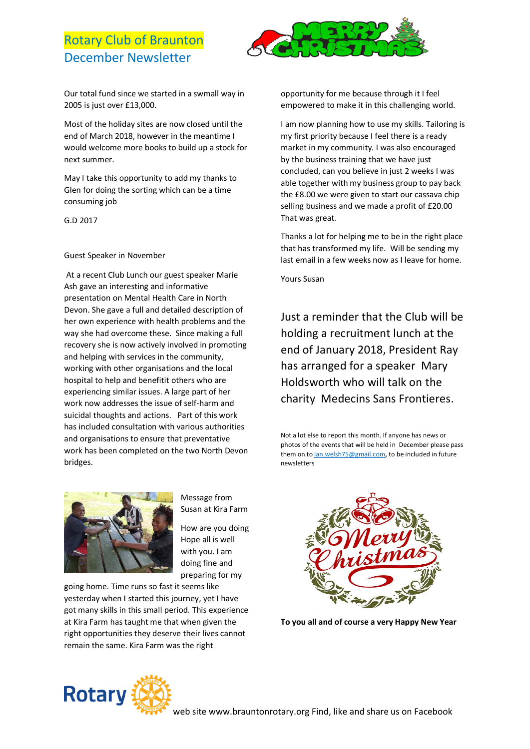# Rotary Club of Braunton
## December Newsletter

Our total fund since we started in a swmall way in 2005 is just over £13,000.

Most of the holiday sites are now closed until the end of March 2018, however in the meantime I would welcome more books to build up a stock for next summer.

May I take this opportunity to add my thanks to Glen for doing the sorting which can be a time consuming job

G.D 2017

### Guest Speaker in November

At a recent Club Lunch our guest speaker Marie Ash gave an interesting and informative presentation on Mental Health Care in North Devon. She gave a full and detailed description of her own experience with health problems and the way she had overcome these. Since making a full recovery she is now actively involved in promoting and helping with services in the community, working with other organisations and the local hospital to help and benefitit others who are experiencing similar issues. A large part of her work now addresses the issue of self-harm and suicidal thoughts and actions. Part of this work has included consultation with various authorities and organisations to ensure that preventative work has been completed on the two North Devon bridges.

### Message from Susan at Kira Farm

How are you doing Hope all is well with you. I am doing fine and preparing for my going home. Time runs so fast it seems like yesterday when I started this journey, yet I have got many skills in this small period. This experience at Kira Farm has taught me that when given the right opportunities they deserve their lives cannot remain the same. Kira Farm was the right opportunity for me because through it I feel empowered to make it in this challenging world.

I am now planning how to use my skills. Tailoring is my first priority because I feel there is a ready market in my community. I was also encouraged by the business training that we have just concluded, can you believe in just 2 weeks I was able together with my business group to pay back the £8.00 we were given to start our cassava chip selling business and we made a profit of £20.00 That was great.

Thanks a lot for helping me to be in the right place that has transformed my life. Will be sending my last email in a few weeks now as I leave for home.

Yours Susan

Just a reminder that the Club will be holding a recruitment lunch at the end of January 2018, President Ray has arranged for a speaker Mary Holdsworth who will talk on the charity Medecins Sans Frontieres.

Not a lot else to report this month. If anyone has news or photos of the events that will be held in December please pass them on to ian.welsh75@gmail.com, to be included in future newsletters

**To you all and of course a very Happy New Year**

web site www.brauntonrotary.org Find, like and share us on Facebook